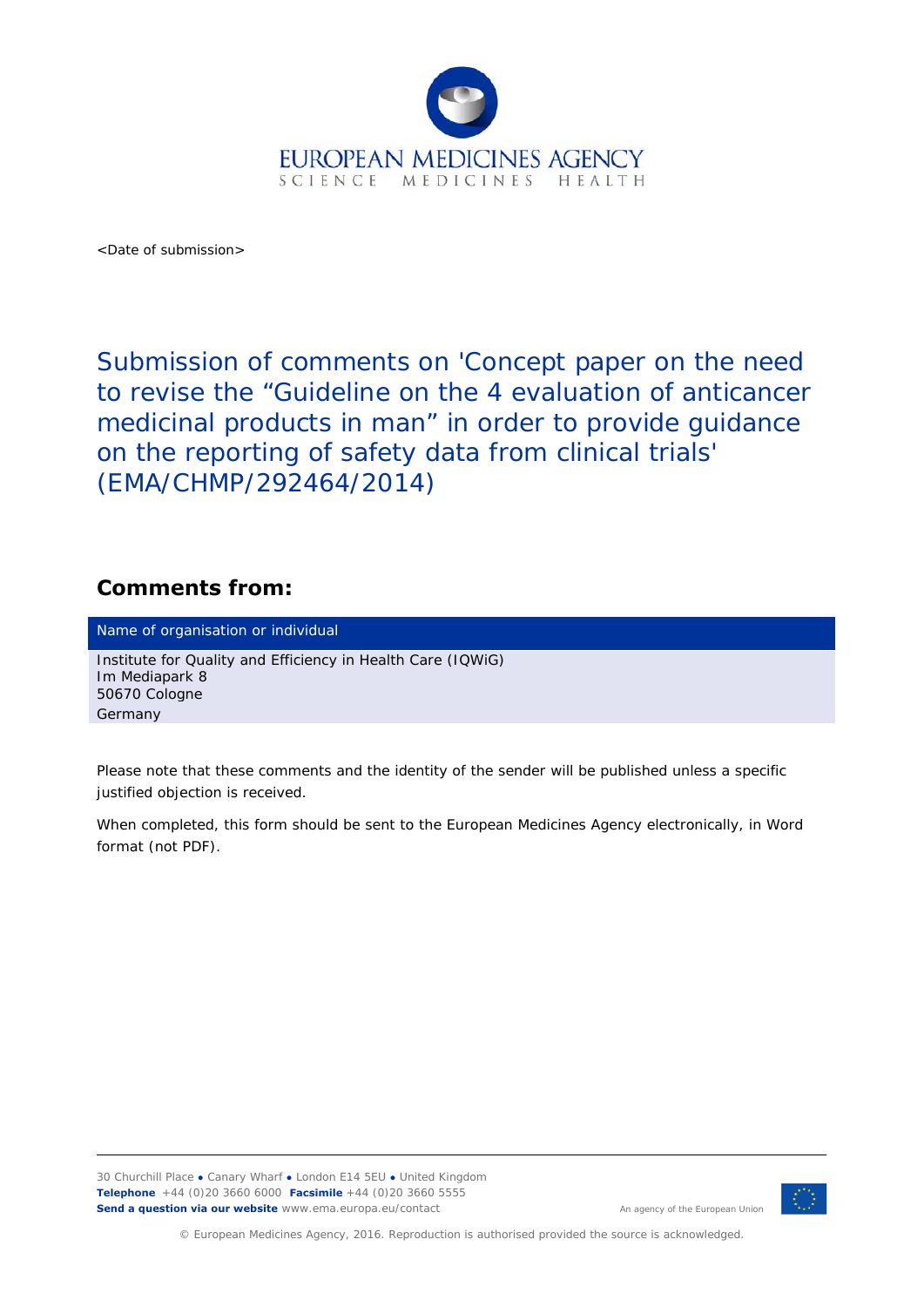EUROPEAN MEDICINES AGENCY
SCIENCE MEDICINES HEALTH

<Date of submission>

# Submission of comments on 'Concept paper on the need to revise the “Guideline on the 4 evaluation of anticancer medicinal products in man” in order to provide guidance on the reporting of safety data from clinical trials' (EMA/CHMP/292464/2014)

## Comments from:

| Name of organisation or individual |
| --- |
| Institute for Quality and Efficiency in Health Care (IQWiG)<br>Im Mediapark 8<br>50670 Cologne<br>Germany |

Please note that these comments and the identity of the sender will be published unless a specific justified objection is received.

When completed, this form should be sent to the European Medicines Agency electronically, in Word format (not PDF).

30 Churchill Place ● Canary Wharf ● London E14 5EU ● United Kingdom
**Telephone** +44 (0)20 3660 6000 **Facsimile** +44 (0)20 3660 5555
**Send a question via our website** www.ema.europa.eu/contact

An agency of the European Union

© European Medicines Agency, 2016. Reproduction is authorised provided the source is acknowledged.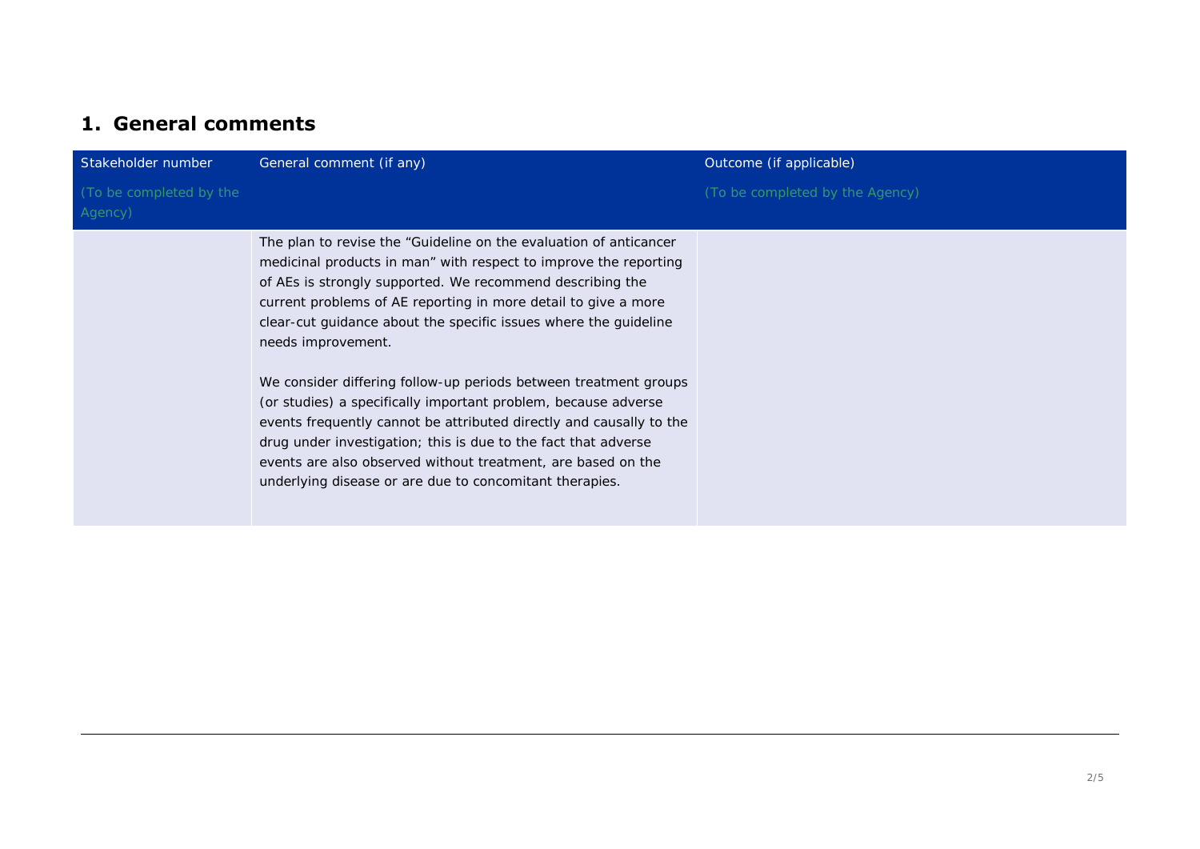## 1. General comments

| Stakeholder number (To be completed by the Agency) | General comment (if any) | Outcome (if applicable) (To be completed by the Agency) |
| --- | --- | --- |
| | The plan to revise the "Guideline on the evaluation of anticancer medicinal products in man" with respect to improve the reporting of AEs is strongly supported. We recommend describing the current problems of AE reporting in more detail to give a more clear-cut guidance about the specific issues where the guideline needs improvement.<br><br>We consider differing follow-up periods between treatment groups (or studies) a specifically important problem, because adverse events frequently cannot be attributed directly and causally to the drug under investigation; this is due to the fact that adverse events are also observed without treatment, are based on the underlying disease or are due to concomitant therapies. | |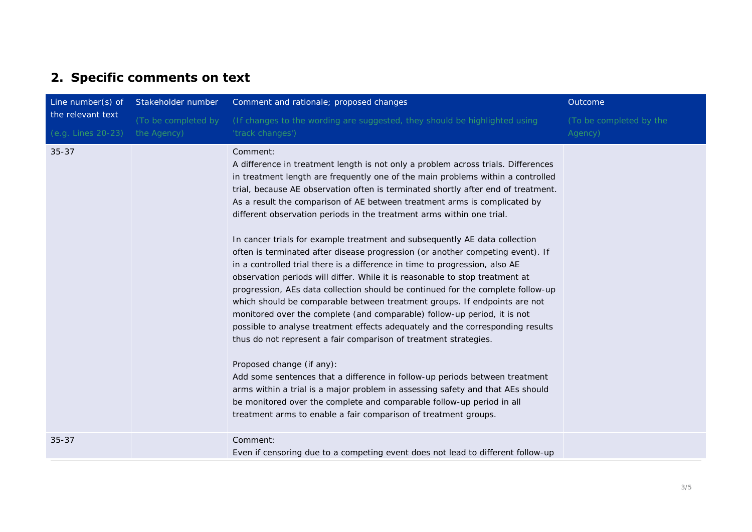## 2. Specific comments on text

| Line number(s) of the relevant text (e.g. Lines 20-23) | Stakeholder number (To be completed by the Agency) | Comment and rationale; proposed changes (If changes to the wording are suggested, they should be highlighted using 'track changes') | Outcome (To be completed by the Agency) |
|---|---|---|---|
| 35-37 | | Comment:<br>A difference in treatment length is not only a problem across trials. Differences in treatment length are frequently one of the main problems within a controlled trial, because AE observation often is terminated shortly after end of treatment. As a result the comparison of AE between treatment arms is complicated by different observation periods in the treatment arms within one trial.<br><br>In cancer trials for example treatment and subsequently AE data collection often is terminated after disease progression (or another competing event). If in a controlled trial there is a difference in time to progression, also AE observation periods will differ. While it is reasonable to stop treatment at progression, AEs data collection should be continued for the complete follow-up which should be comparable between treatment groups. If endpoints are not monitored over the complete (and comparable) follow-up period, it is not possible to analyse treatment effects adequately and the corresponding results thus do not represent a fair comparison of treatment strategies.<br><br>Proposed change (if any):<br>Add some sentences that a difference in follow-up periods between treatment arms within a trial is a major problem in assessing safety and that AEs should be monitored over the complete and comparable follow-up period in all treatment arms to enable a fair comparison of treatment groups. | |
| 35-37 | | Comment:<br>Even if censoring due to a competing event does not lead to different follow-up | |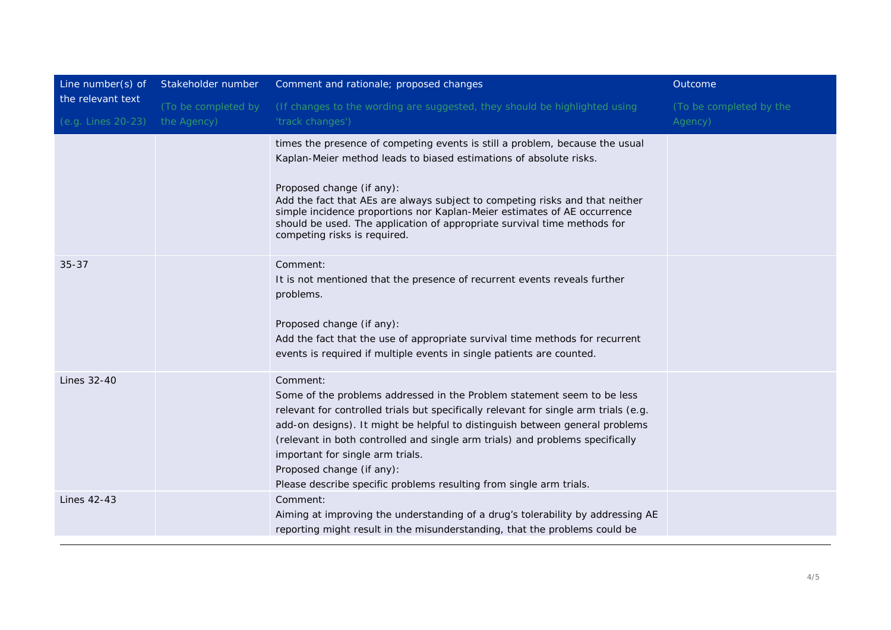| Line number(s) of the relevant text (e.g. Lines 20-23) | Stakeholder number (To be completed by the Agency) | Comment and rationale; proposed changes (If changes to the wording are suggested, they should be highlighted using 'track changes') | Outcome (To be completed by the Agency) |
|---|---|---|---|
| | | times the presence of competing events is still a problem, because the usual Kaplan-Meier method leads to biased estimations of absolute risks.<br><br>Proposed change (if any):<br>Add the fact that AEs are always subject to competing risks and that neither simple incidence proportions nor Kaplan-Meier estimates of AE occurrence should be used. The application of appropriate survival time methods for competing risks is required. | |
| 35-37 | | Comment:<br>It is not mentioned that the presence of recurrent events reveals further problems.<br><br>Proposed change (if any):<br>Add the fact that the use of appropriate survival time methods for recurrent events is required if multiple events in single patients are counted. | |
| Lines 32-40 | | Comment:<br>Some of the problems addressed in the Problem statement seem to be less relevant for controlled trials but specifically relevant for single arm trials (e.g. add-on designs). It might be helpful to distinguish between general problems (relevant in both controlled and single arm trials) and problems specifically important for single arm trials.<br>Proposed change (if any):<br>Please describe specific problems resulting from single arm trials. | |
| Lines 42-43 | | Comment:<br>Aiming at improving the understanding of a drug's tolerability by addressing AE reporting might result in the misunderstanding, that the problems could be | |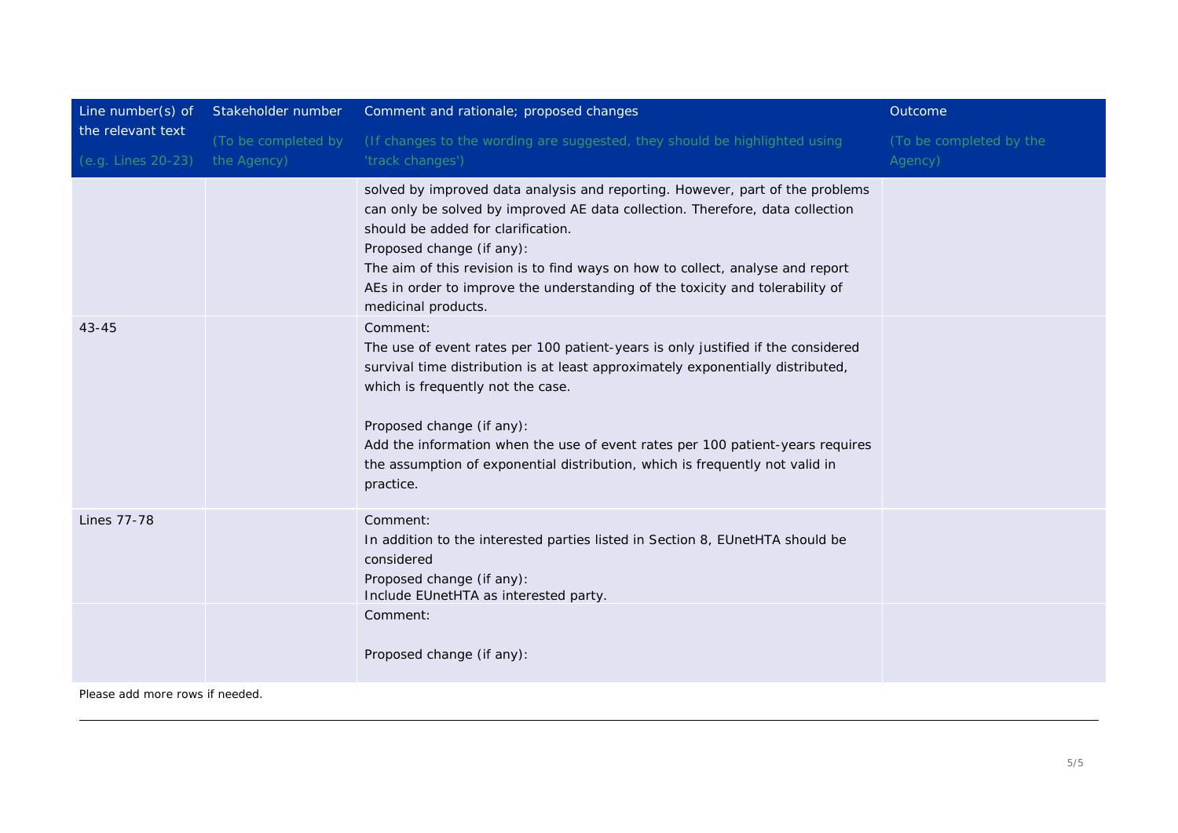| Line number(s) of the relevant text (e.g. Lines 20-23) | Stakeholder number (To be completed by the Agency) | Comment and rationale; proposed changes (If changes to the wording are suggested, they should be highlighted using 'track changes') | Outcome (To be completed by the Agency) |
|---|---|---|---|
| | | solved by improved data analysis and reporting. However, part of the problems can only be solved by improved AE data collection. Therefore, data collection should be added for clarification.<br>Proposed change (if any):<br>The aim of this revision is to find ways on how to collect, analyse and report AEs in order to improve the understanding of the toxicity and tolerability of medicinal products. | |
| 43-45 | | Comment:<br>The use of event rates per 100 patient-years is only justified if the considered survival time distribution is at least approximately exponentially distributed, which is frequently not the case.<br><br>Proposed change (if any):<br>Add the information when the use of event rates per 100 patient-years requires the assumption of exponential distribution, which is frequently not valid in practice. | |
| Lines 77-78 | | Comment:<br>In addition to the interested parties listed in Section 8, EUnetHTA should be considered<br>Proposed change (if any):<br>Include EUnetHTA as interested party. | |
| | | Comment:<br><br>Proposed change (if any): | |

Please add more rows if needed.